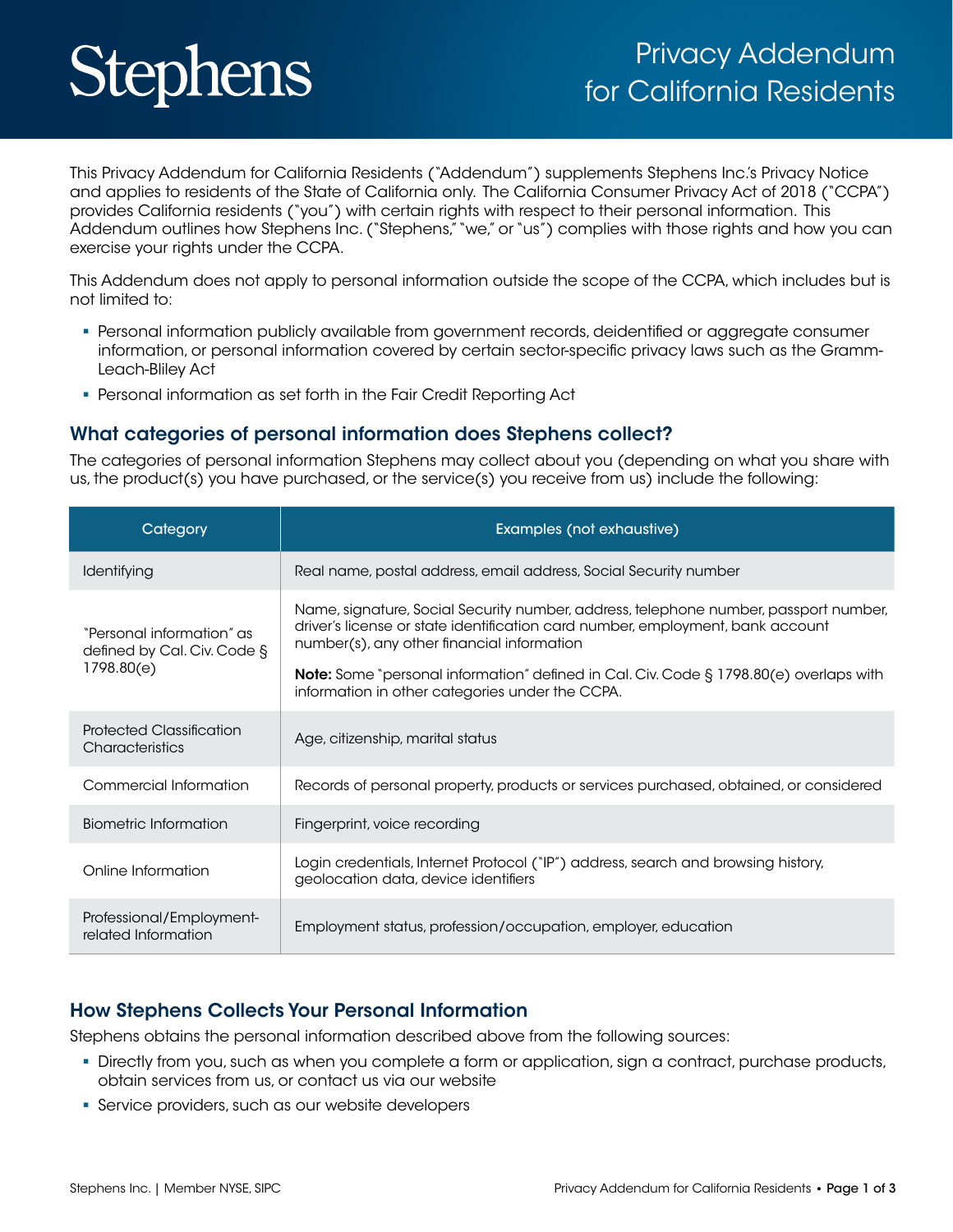# Stephens

# Privacy Addendum for California Residents

This Privacy Addendum for California Residents ("Addendum") supplements Stephens Inc.'s Privacy Notice and applies to residents of the State of California only. The California Consumer Privacy Act of 2018 ("CCPA") provides California residents ("you") with certain rights with respect to their personal information. This Addendum outlines how Stephens Inc. ("Stephens," "we," or "us") complies with those rights and how you can exercise your rights under the CCPA.

This Addendum does not apply to personal information outside the scope of the CCPA, which includes but is not limited to:

- Personal information publicly available from government records, deidentified or aggregate consumer information, or personal information covered by certain sector-specific privacy laws such as the Gramm-Leach-Bliley Act
- Personal information as set forth in the Fair Credit Reporting Act

## What categories of personal information does Stephens collect?

The categories of personal information Stephens may collect about you (depending on what you share with us, the product(s) you have purchased, or the service(s) you receive from us) include the following:

| Category | Examples (not exhaustive) |
|---|---|
| Identifying | Real name, postal address, email address, Social Security number |
| "Personal information" as defined by Cal. Civ. Code § 1798.80(e) | Name, signature, Social Security number, address, telephone number, passport number, driver's license or state identification card number, employment, bank account number(s), any other financial information<br><br>**Note:** Some "personal information" defined in Cal. Civ. Code § 1798.80(e) overlaps with information in other categories under the CCPA. |
| Protected Classification Characteristics | Age, citizenship, marital status |
| Commercial Information | Records of personal property, products or services purchased, obtained, or considered |
| Biometric Information | Fingerprint, voice recording |
| Online Information | Login credentials, Internet Protocol ("IP") address, search and browsing history, geolocation data, device identifiers |
| Professional/Employment-related Information | Employment status, profession/occupation, employer, education |

## How Stephens Collects Your Personal Information

Stephens obtains the personal information described above from the following sources:

- Directly from you, such as when you complete a form or application, sign a contract, purchase products, obtain services from us, or contact us via our website
- Service providers, such as our website developers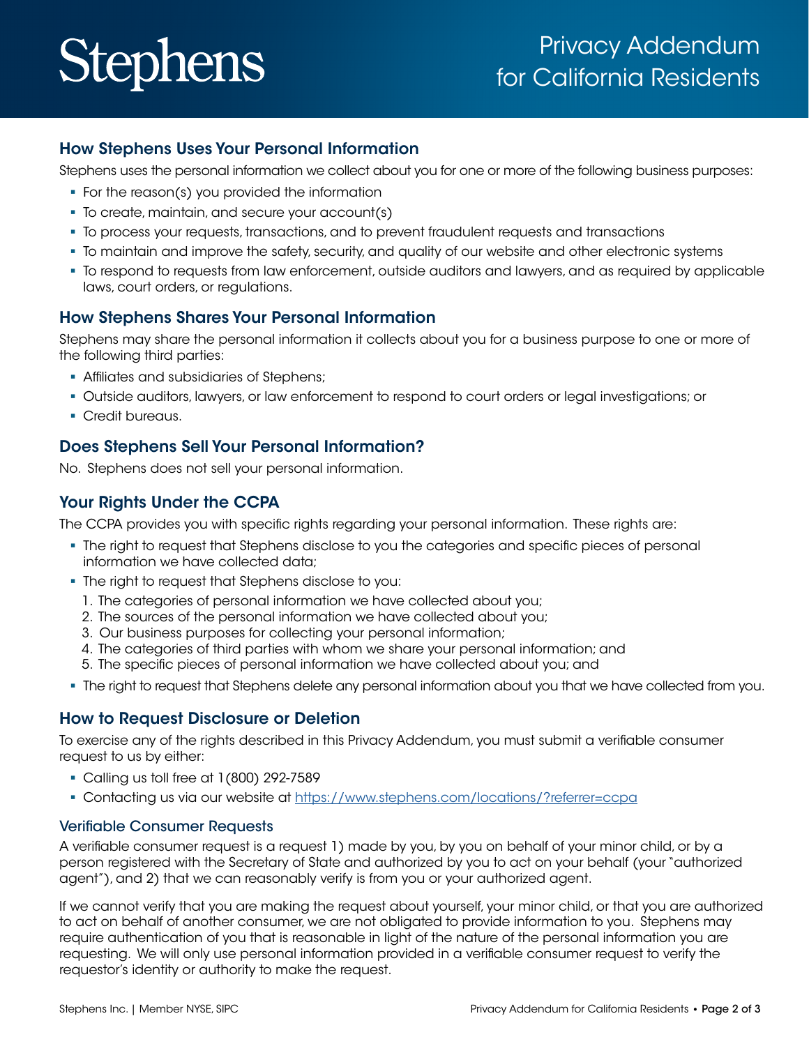# Stephens

# Privacy Addendum for California Residents

## How Stephens Uses Your Personal Information

Stephens uses the personal information we collect about you for one or more of the following business purposes:

- For the reason(s) you provided the information
- To create, maintain, and secure your account(s)
- To process your requests, transactions, and to prevent fraudulent requests and transactions
- To maintain and improve the safety, security, and quality of our website and other electronic systems
- To respond to requests from law enforcement, outside auditors and lawyers, and as required by applicable laws, court orders, or regulations.

## How Stephens Shares Your Personal Information

Stephens may share the personal information it collects about you for a business purpose to one or more of the following third parties:

- Affiliates and subsidiaries of Stephens;
- Outside auditors, lawyers, or law enforcement to respond to court orders or legal investigations; or
- Credit bureaus.

## Does Stephens Sell Your Personal Information?

No. Stephens does not sell your personal information.

## Your Rights Under the CCPA

The CCPA provides you with specific rights regarding your personal information. These rights are:

- The right to request that Stephens disclose to you the categories and specific pieces of personal information we have collected data;
- The right to request that Stephens disclose to you:
  1. The categories of personal information we have collected about you;
  2. The sources of the personal information we have collected about you;
  3. Our business purposes for collecting your personal information;
  4. The categories of third parties with whom we share your personal information; and
  5. The specific pieces of personal information we have collected about you; and
- The right to request that Stephens delete any personal information about you that we have collected from you.

## How to Request Disclosure or Deletion

To exercise any of the rights described in this Privacy Addendum, you must submit a verifiable consumer request to us by either:

- Calling us toll free at 1(800) 292-7589
- Contacting us via our website at https://www.stephens.com/locations/?referrer=ccpa

### Verifiable Consumer Requests

A verifiable consumer request is a request 1) made by you, by you on behalf of your minor child, or by a person registered with the Secretary of State and authorized by you to act on your behalf (your "authorized agent"), and 2) that we can reasonably verify is from you or your authorized agent.

If we cannot verify that you are making the request about yourself, your minor child, or that you are authorized to act on behalf of another consumer, we are not obligated to provide information to you. Stephens may require authentication of you that is reasonable in light of the nature of the personal information you are requesting. We will only use personal information provided in a verifiable consumer request to verify the requestor's identity or authority to make the request.

Stephens Inc. | Member NYSE, SIPC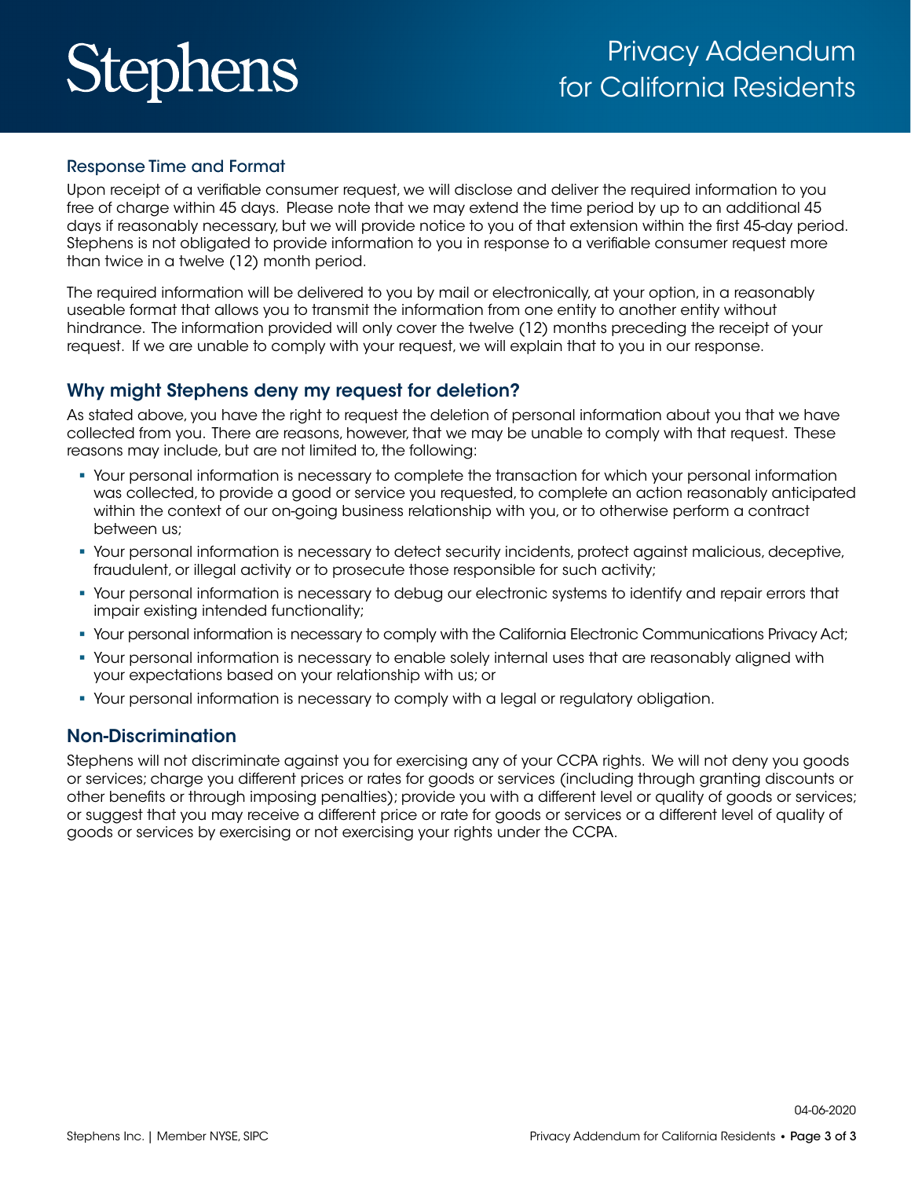### Response Time and Format

Upon receipt of a verifiable consumer request, we will disclose and deliver the required information to you free of charge within 45 days. Please note that we may extend the time period by up to an additional 45 days if reasonably necessary, but we will provide notice to you of that extension within the first 45-day period. Stephens is not obligated to provide information to you in response to a verifiable consumer request more than twice in a twelve (12) month period.

The required information will be delivered to you by mail or electronically, at your option, in a reasonably useable format that allows you to transmit the information from one entity to another entity without hindrance. The information provided will only cover the twelve (12) months preceding the receipt of your request. If we are unable to comply with your request, we will explain that to you in our response.

## Why might Stephens deny my request for deletion?

As stated above, you have the right to request the deletion of personal information about you that we have collected from you. There are reasons, however, that we may be unable to comply with that request. These reasons may include, but are not limited to, the following:

- Your personal information is necessary to complete the transaction for which your personal information was collected, to provide a good or service you requested, to complete an action reasonably anticipated within the context of our on-going business relationship with you, or to otherwise perform a contract between us;
- Your personal information is necessary to detect security incidents, protect against malicious, deceptive, fraudulent, or illegal activity or to prosecute those responsible for such activity;
- Your personal information is necessary to debug our electronic systems to identify and repair errors that impair existing intended functionality;
- Your personal information is necessary to comply with the California Electronic Communications Privacy Act;
- Your personal information is necessary to enable solely internal uses that are reasonably aligned with your expectations based on your relationship with us; or
- Your personal information is necessary to comply with a legal or regulatory obligation.

## Non-Discrimination

Stephens will not discriminate against you for exercising any of your CCPA rights. We will not deny you goods or services; charge you different prices or rates for goods or services (including through granting discounts or other benefits or through imposing penalties); provide you with a different level or quality of goods or services; or suggest that you may receive a different price or rate for goods or services or a different level of quality of goods or services by exercising or not exercising your rights under the CCPA.

04-06-2020